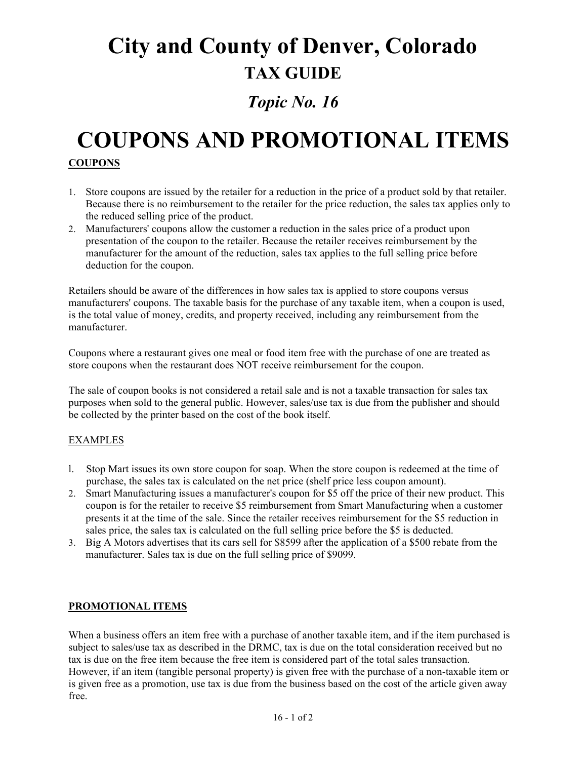# City and County of Denver, Colorado

## TAX GUIDE

### *Topic No. 16*

# COUPONS AND PROMOTIONAL ITEMS

**COUPONS**

1. Store coupons are issued by the retailer for a reduction in the price of a product sold by that retailer. Because there is no reimbursement to the retailer for the price reduction, the sales tax applies only to the reduced selling price of the product.
2. Manufacturers' coupons allow the customer a reduction in the sales price of a product upon presentation of the coupon to the retailer. Because the retailer receives reimbursement by the manufacturer for the amount of the reduction, sales tax applies to the full selling price before deduction for the coupon.

Retailers should be aware of the differences in how sales tax is applied to store coupons versus manufacturers' coupons. The taxable basis for the purchase of any taxable item, when a coupon is used, is the total value of money, credits, and property received, including any reimbursement from the manufacturer.

Coupons where a restaurant gives one meal or food item free with the purchase of one are treated as store coupons when the restaurant does NOT receive reimbursement for the coupon.

The sale of coupon books is not considered a retail sale and is not a taxable transaction for sales tax purposes when sold to the general public. However, sales/use tax is due from the publisher and should be collected by the printer based on the cost of the book itself.

EXAMPLES

1. Stop Mart issues its own store coupon for soap. When the store coupon is redeemed at the time of purchase, the sales tax is calculated on the net price (shelf price less coupon amount).
2. Smart Manufacturing issues a manufacturer's coupon for $5 off the price of their new product. This coupon is for the retailer to receive $5 reimbursement from Smart Manufacturing when a customer presents it at the time of the sale. Since the retailer receives reimbursement for the $5 reduction in sales price, the sales tax is calculated on the full selling price before the $5 is deducted.
3. Big A Motors advertises that its cars sell for $8599 after the application of a $500 rebate from the manufacturer. Sales tax is due on the full selling price of $9099.

**PROMOTIONAL ITEMS**

When a business offers an item free with a purchase of another taxable item, and if the item purchased is subject to sales/use tax as described in the DRMC, tax is due on the total consideration received but no tax is due on the free item because the free item is considered part of the total sales transaction. However, if an item (tangible personal property) is given free with the purchase of a non-taxable item or is given free as a promotion, use tax is due from the business based on the cost of the article given away free.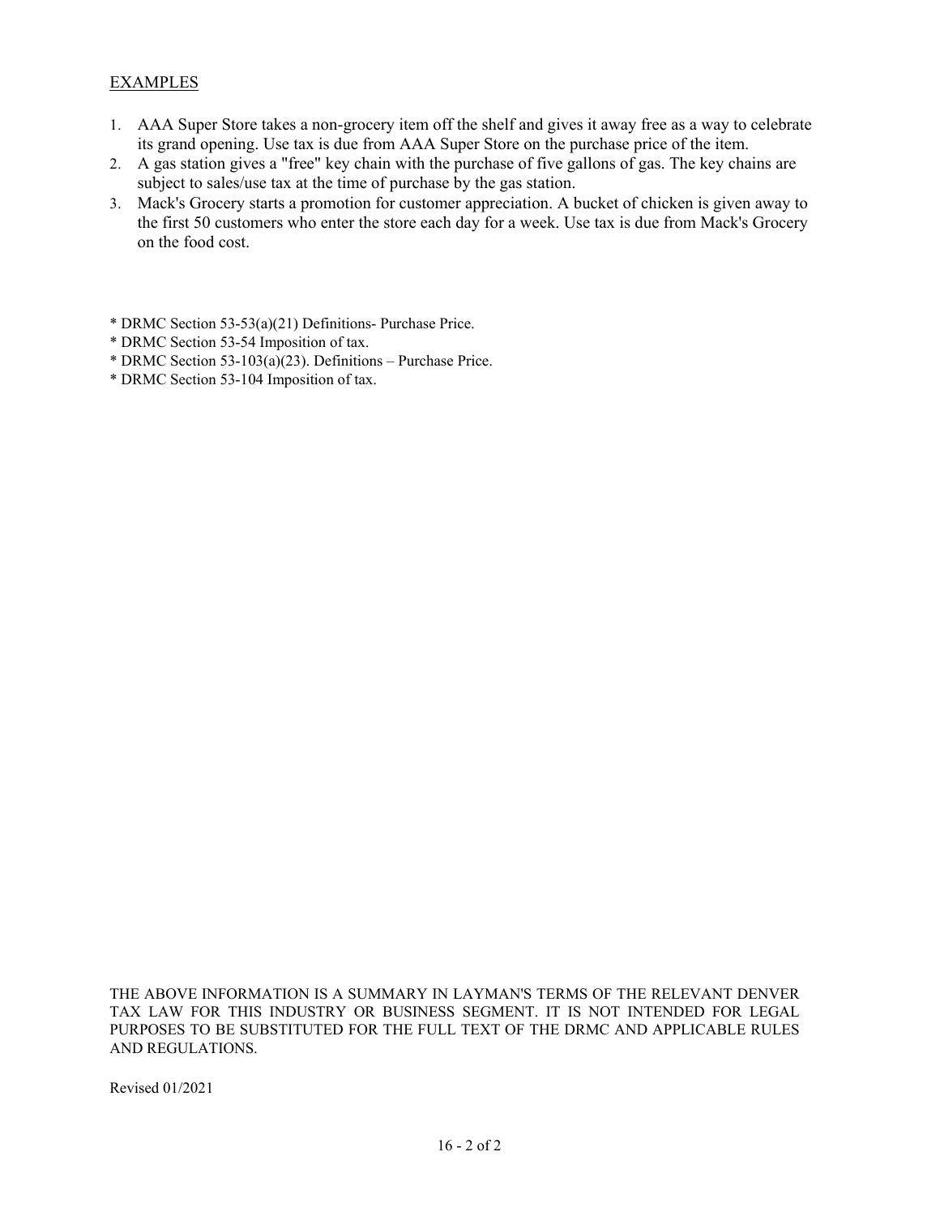EXAMPLES

1. AAA Super Store takes a non-grocery item off the shelf and gives it away free as a way to celebrate its grand opening. Use tax is due from AAA Super Store on the purchase price of the item.
2. A gas station gives a "free" key chain with the purchase of five gallons of gas. The key chains are subject to sales/use tax at the time of purchase by the gas station.
3. Mack's Grocery starts a promotion for customer appreciation. A bucket of chicken is given away to the first 50 customers who enter the store each day for a week. Use tax is due from Mack's Grocery on the food cost.

* DRMC Section 53-53(a)(21) Definitions- Purchase Price.
* DRMC Section 53-54 Imposition of tax.
* DRMC Section 53-103(a)(23). Definitions – Purchase Price.
* DRMC Section 53-104 Imposition of tax.

THE ABOVE INFORMATION IS A SUMMARY IN LAYMAN'S TERMS OF THE RELEVANT DENVER TAX LAW FOR THIS INDUSTRY OR BUSINESS SEGMENT. IT IS NOT INTENDED FOR LEGAL PURPOSES TO BE SUBSTITUTED FOR THE FULL TEXT OF THE DRMC AND APPLICABLE RULES AND REGULATIONS.

Revised 01/2021